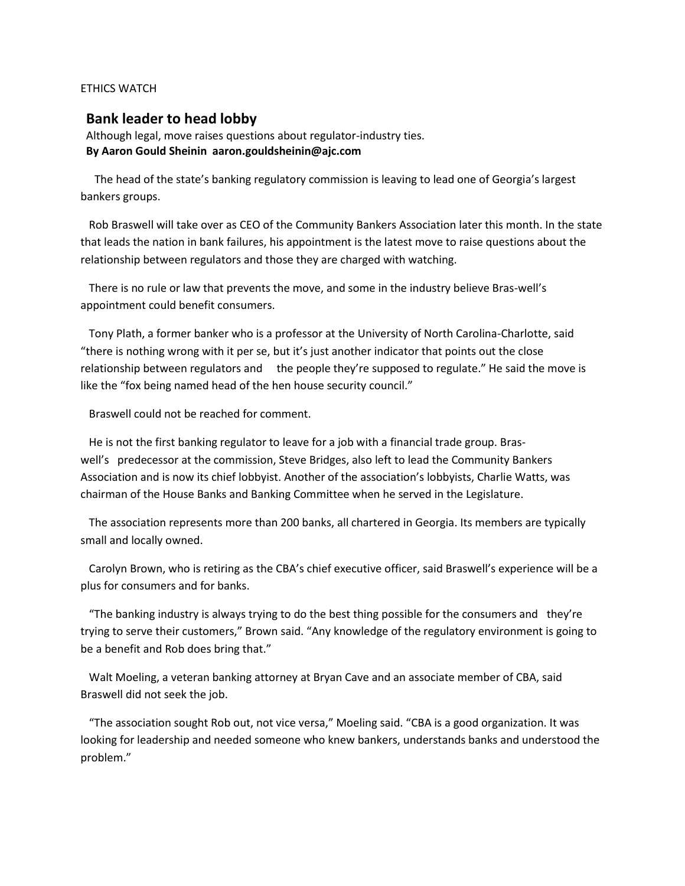ETHICS WATCH

## Bank leader to head lobby

Although legal, move raises questions about regulator-industry ties.

**By Aaron Gould Sheinin aaron.gouldsheinin@ajc.com**

The head of the state's banking regulatory commission is leaving to lead one of Georgia's largest bankers groups.

Rob Braswell will take over as CEO of the Community Bankers Association later this month. In the state that leads the nation in bank failures, his appointment is the latest move to raise questions about the relationship between regulators and those they are charged with watching.

There is no rule or law that prevents the move, and some in the industry believe Bras-well's appointment could benefit consumers.

Tony Plath, a former banker who is a professor at the University of North Carolina-Charlotte, said "there is nothing wrong with it per se, but it's just another indicator that points out the close relationship between regulators and the people they're supposed to regulate." He said the move is like the "fox being named head of the hen house security council."

Braswell could not be reached for comment.

He is not the first banking regulator to leave for a job with a financial trade group. Bras-well's predecessor at the commission, Steve Bridges, also left to lead the Community Bankers Association and is now its chief lobbyist. Another of the association's lobbyists, Charlie Watts, was chairman of the House Banks and Banking Committee when he served in the Legislature.

The association represents more than 200 banks, all chartered in Georgia. Its members are typically small and locally owned.

Carolyn Brown, who is retiring as the CBA's chief executive officer, said Braswell's experience will be a plus for consumers and for banks.

"The banking industry is always trying to do the best thing possible for the consumers and they're trying to serve their customers," Brown said. "Any knowledge of the regulatory environment is going to be a benefit and Rob does bring that."

Walt Moeling, a veteran banking attorney at Bryan Cave and an associate member of CBA, said Braswell did not seek the job.

"The association sought Rob out, not vice versa," Moeling said. "CBA is a good organization. It was looking for leadership and needed someone who knew bankers, understands banks and understood the problem."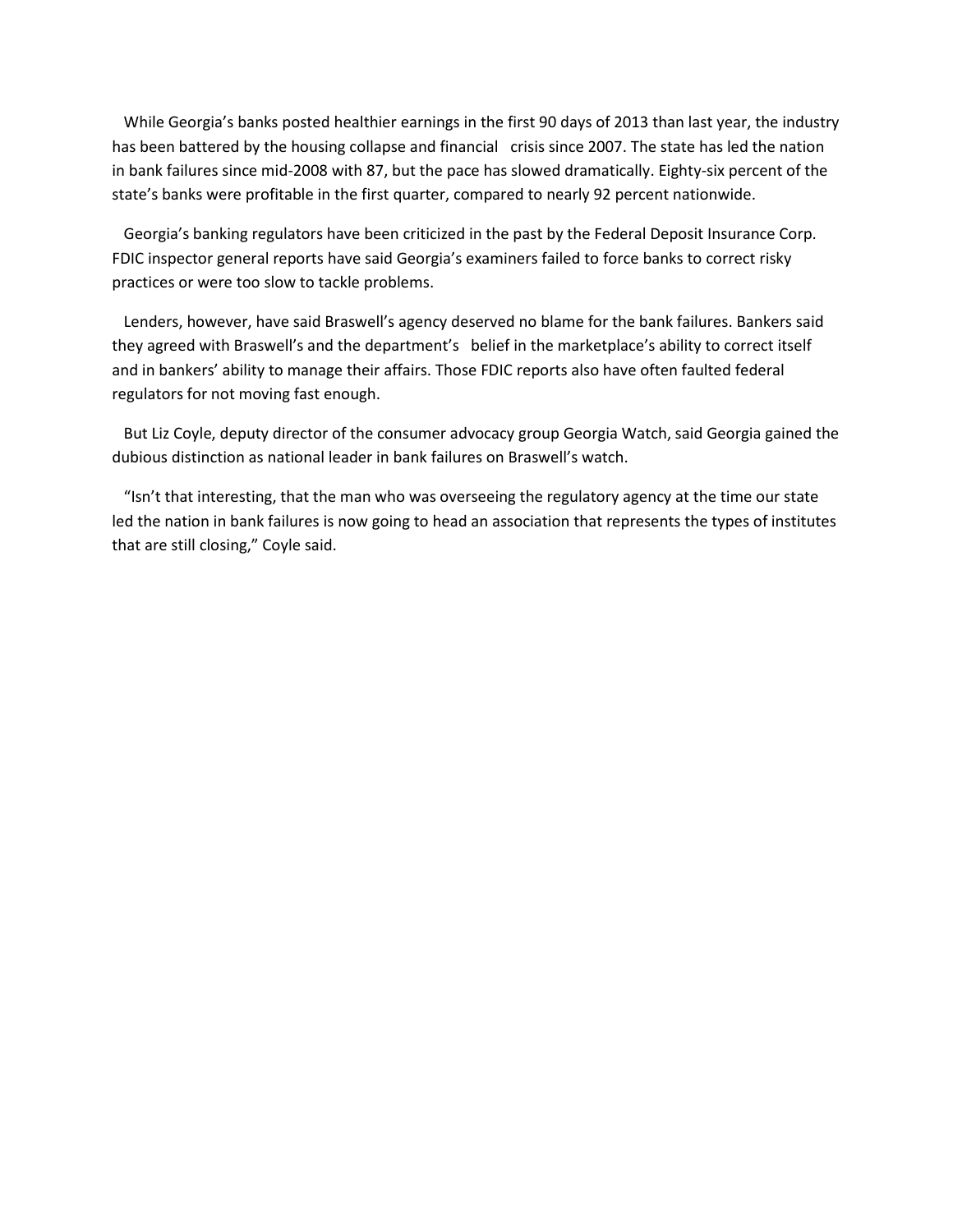While Georgia's banks posted healthier earnings in the first 90 days of 2013 than last year, the industry has been battered by the housing collapse and financial crisis since 2007. The state has led the nation in bank failures since mid-2008 with 87, but the pace has slowed dramatically. Eighty-six percent of the state's banks were profitable in the first quarter, compared to nearly 92 percent nationwide.

Georgia's banking regulators have been criticized in the past by the Federal Deposit Insurance Corp. FDIC inspector general reports have said Georgia's examiners failed to force banks to correct risky practices or were too slow to tackle problems.

Lenders, however, have said Braswell's agency deserved no blame for the bank failures. Bankers said they agreed with Braswell's and the department's belief in the marketplace's ability to correct itself and in bankers' ability to manage their affairs. Those FDIC reports also have often faulted federal regulators for not moving fast enough.

But Liz Coyle, deputy director of the consumer advocacy group Georgia Watch, said Georgia gained the dubious distinction as national leader in bank failures on Braswell's watch.

"Isn't that interesting, that the man who was overseeing the regulatory agency at the time our state led the nation in bank failures is now going to head an association that represents the types of institutes that are still closing," Coyle said.